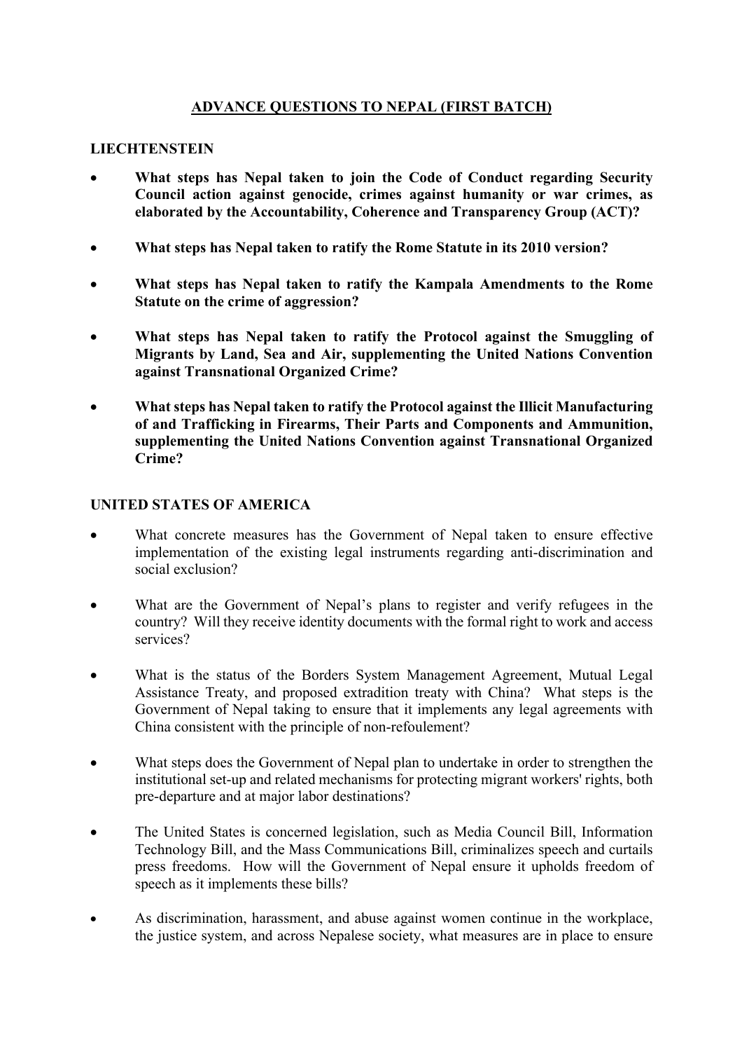# ADVANCE QUESTIONS TO NEPAL (FIRST BATCH)

## LIECHTENSTEIN

- **What steps has Nepal taken to join the Code of Conduct regarding Security Council action against genocide, crimes against humanity or war crimes, as elaborated by the Accountability, Coherence and Transparency Group (ACT)?**

- **What steps has Nepal taken to ratify the Rome Statute in its 2010 version?**

- **What steps has Nepal taken to ratify the Kampala Amendments to the Rome Statute on the crime of aggression?**

- **What steps has Nepal taken to ratify the Protocol against the Smuggling of Migrants by Land, Sea and Air, supplementing the United Nations Convention against Transnational Organized Crime?**

- **What steps has Nepal taken to ratify the Protocol against the Illicit Manufacturing of and Trafficking in Firearms, Their Parts and Components and Ammunition, supplementing the United Nations Convention against Transnational Organized Crime?**

## UNITED STATES OF AMERICA

- What concrete measures has the Government of Nepal taken to ensure effective implementation of the existing legal instruments regarding anti-discrimination and social exclusion?

- What are the Government of Nepal's plans to register and verify refugees in the country? Will they receive identity documents with the formal right to work and access services?

- What is the status of the Borders System Management Agreement, Mutual Legal Assistance Treaty, and proposed extradition treaty with China? What steps is the Government of Nepal taking to ensure that it implements any legal agreements with China consistent with the principle of non-refoulement?

- What steps does the Government of Nepal plan to undertake in order to strengthen the institutional set-up and related mechanisms for protecting migrant workers' rights, both pre-departure and at major labor destinations?

- The United States is concerned legislation, such as Media Council Bill, Information Technology Bill, and the Mass Communications Bill, criminalizes speech and curtails press freedoms. How will the Government of Nepal ensure it upholds freedom of speech as it implements these bills?

- As discrimination, harassment, and abuse against women continue in the workplace, the justice system, and across Nepalese society, what measures are in place to ensure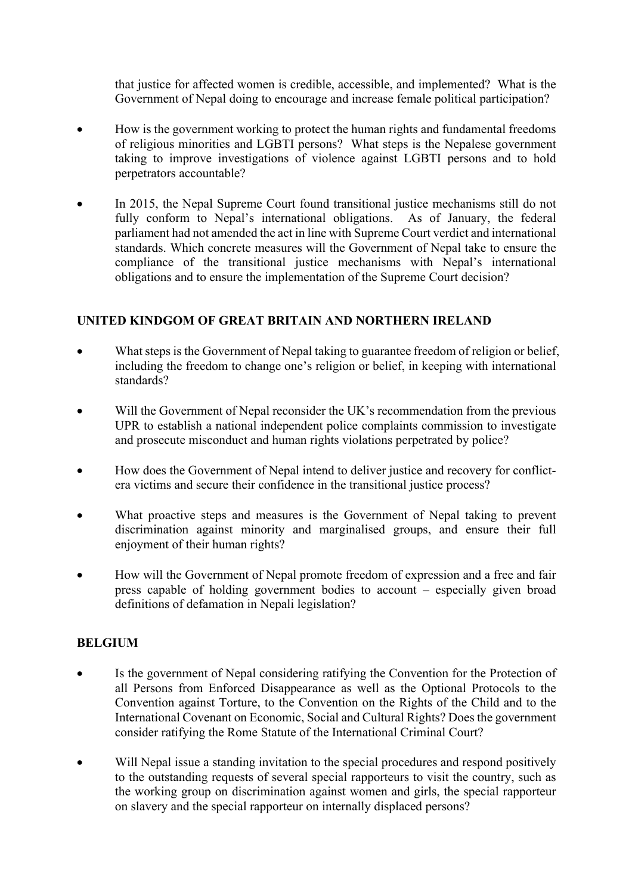that justice for affected women is credible, accessible, and implemented? What is the Government of Nepal doing to encourage and increase female political participation?

- How is the government working to protect the human rights and fundamental freedoms of religious minorities and LGBTI persons? What steps is the Nepalese government taking to improve investigations of violence against LGBTI persons and to hold perpetrators accountable?

- In 2015, the Nepal Supreme Court found transitional justice mechanisms still do not fully conform to Nepal's international obligations. As of January, the federal parliament had not amended the act in line with Supreme Court verdict and international standards. Which concrete measures will the Government of Nepal take to ensure the compliance of the transitional justice mechanisms with Nepal's international obligations and to ensure the implementation of the Supreme Court decision?

## UNITED KINGDOM OF GREAT BRITAIN AND NORTHERN IRELAND

- What steps is the Government of Nepal taking to guarantee freedom of religion or belief, including the freedom to change one's religion or belief, in keeping with international standards?

- Will the Government of Nepal reconsider the UK's recommendation from the previous UPR to establish a national independent police complaints commission to investigate and prosecute misconduct and human rights violations perpetrated by police?

- How does the Government of Nepal intend to deliver justice and recovery for conflict-era victims and secure their confidence in the transitional justice process?

- What proactive steps and measures is the Government of Nepal taking to prevent discrimination against minority and marginalised groups, and ensure their full enjoyment of their human rights?

- How will the Government of Nepal promote freedom of expression and a free and fair press capable of holding government bodies to account – especially given broad definitions of defamation in Nepali legislation?

## BELGIUM

- Is the government of Nepal considering ratifying the Convention for the Protection of all Persons from Enforced Disappearance as well as the Optional Protocols to the Convention against Torture, to the Convention on the Rights of the Child and to the International Covenant on Economic, Social and Cultural Rights? Does the government consider ratifying the Rome Statute of the International Criminal Court?

- Will Nepal issue a standing invitation to the special procedures and respond positively to the outstanding requests of several special rapporteurs to visit the country, such as the working group on discrimination against women and girls, the special rapporteur on slavery and the special rapporteur on internally displaced persons?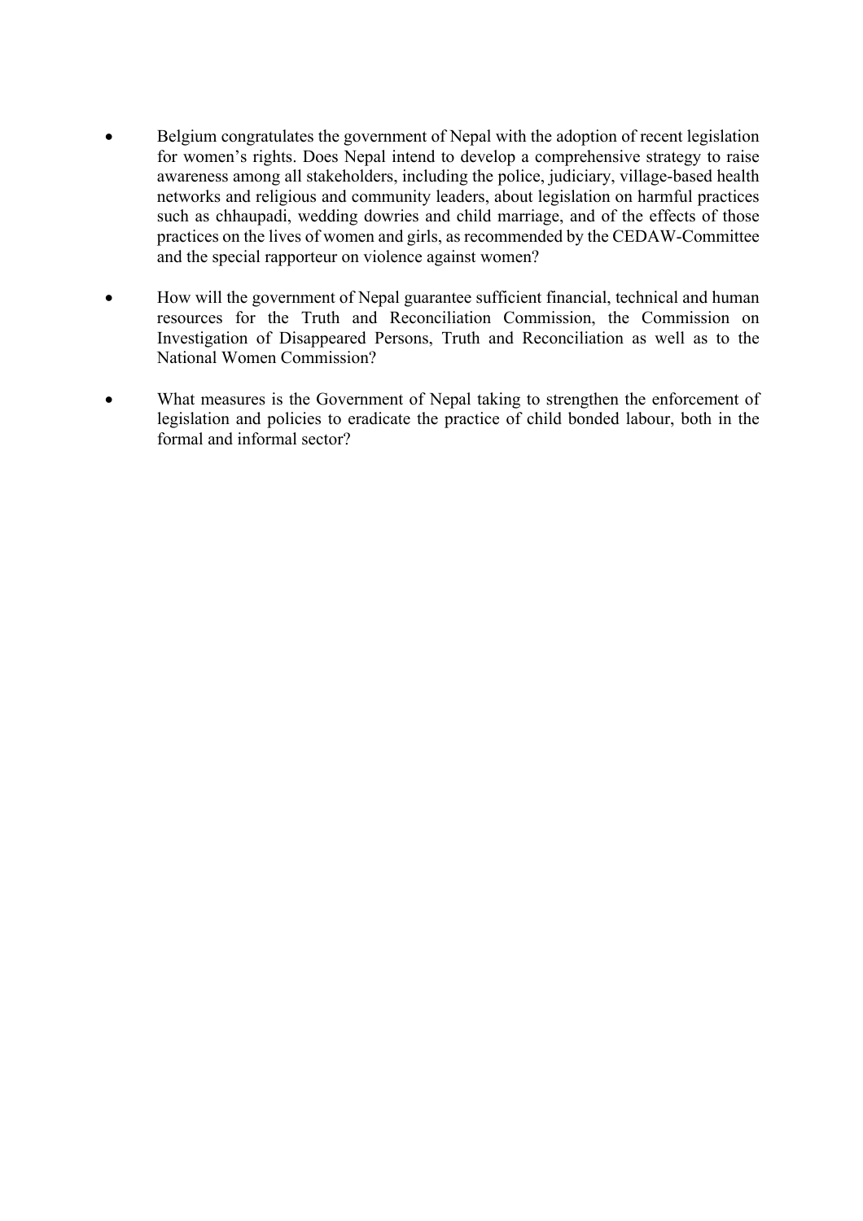- Belgium congratulates the government of Nepal with the adoption of recent legislation for women's rights. Does Nepal intend to develop a comprehensive strategy to raise awareness among all stakeholders, including the police, judiciary, village-based health networks and religious and community leaders, about legislation on harmful practices such as chhaupadi, wedding dowries and child marriage, and of the effects of those practices on the lives of women and girls, as recommended by the CEDAW-Committee and the special rapporteur on violence against women?

- How will the government of Nepal guarantee sufficient financial, technical and human resources for the Truth and Reconciliation Commission, the Commission on Investigation of Disappeared Persons, Truth and Reconciliation as well as to the National Women Commission?

- What measures is the Government of Nepal taking to strengthen the enforcement of legislation and policies to eradicate the practice of child bonded labour, both in the formal and informal sector?